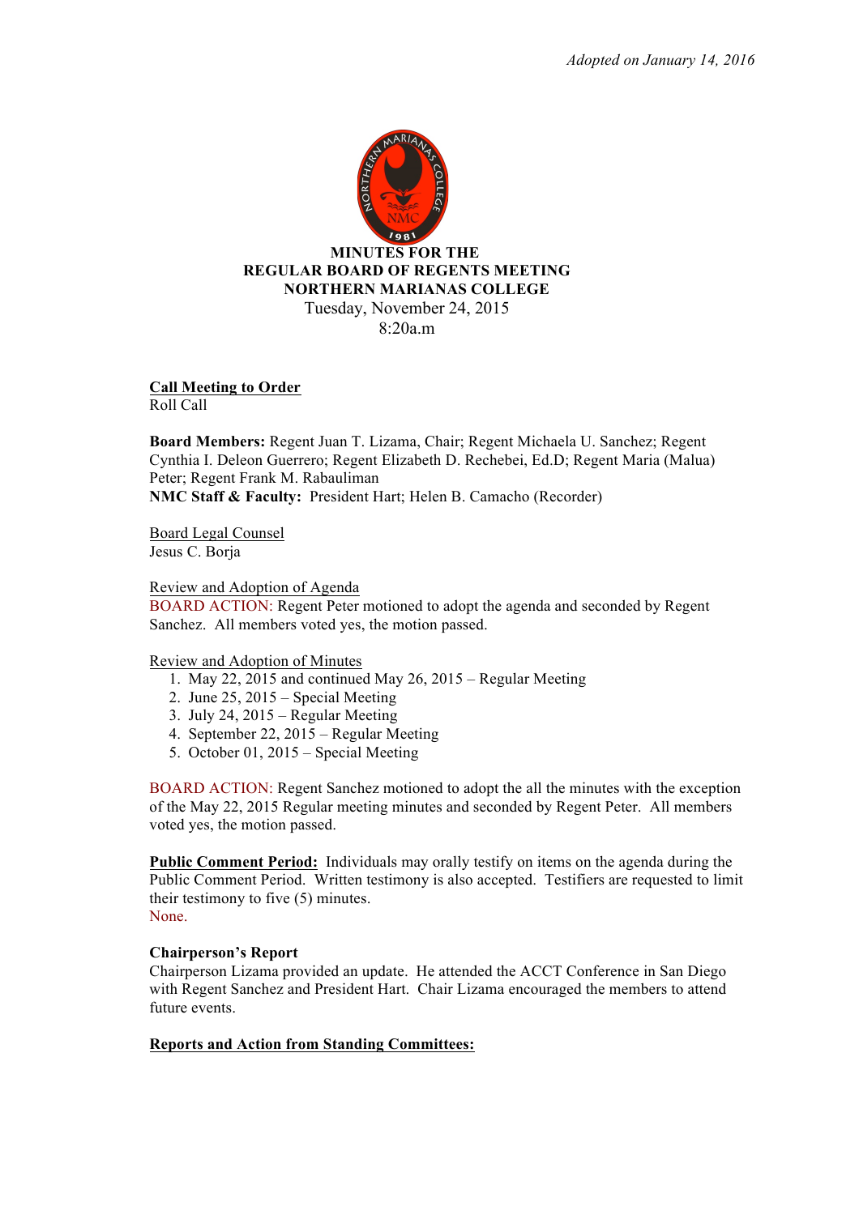*Adopted on January 14, 2016*

**MINUTES FOR THE**
**REGULAR BOARD OF REGENTS MEETING**
**NORTHERN MARIANAS COLLEGE**
Tuesday, November 24, 2015
8:20a.m

**Call Meeting to Order**
Roll Call

**Board Members:** Regent Juan T. Lizama, Chair; Regent Michaela U. Sanchez; Regent Cynthia I. Deleon Guerrero; Regent Elizabeth D. Rechebei, Ed.D; Regent Maria (Malua) Peter; Regent Frank M. Rabauliman
**NMC Staff & Faculty:** President Hart; Helen B. Camacho (Recorder)

Board Legal Counsel
Jesus C. Borja

Review and Adoption of Agenda
BOARD ACTION: Regent Peter motioned to adopt the agenda and seconded by Regent Sanchez. All members voted yes, the motion passed.

Review and Adoption of Minutes

1. May 22, 2015 and continued May 26, 2015 – Regular Meeting
2. June 25, 2015 – Special Meeting
3. July 24, 2015 – Regular Meeting
4. September 22, 2015 – Regular Meeting
5. October 01, 2015 – Special Meeting

BOARD ACTION: Regent Sanchez motioned to adopt the all the minutes with the exception of the May 22, 2015 Regular meeting minutes and seconded by Regent Peter. All members voted yes, the motion passed.

**Public Comment Period:** Individuals may orally testify on items on the agenda during the Public Comment Period. Written testimony is also accepted. Testifiers are requested to limit their testimony to five (5) minutes.
None.

**Chairperson's Report**
Chairperson Lizama provided an update. He attended the ACCT Conference in San Diego with Regent Sanchez and President Hart. Chair Lizama encouraged the members to attend future events.

**Reports and Action from Standing Committees:**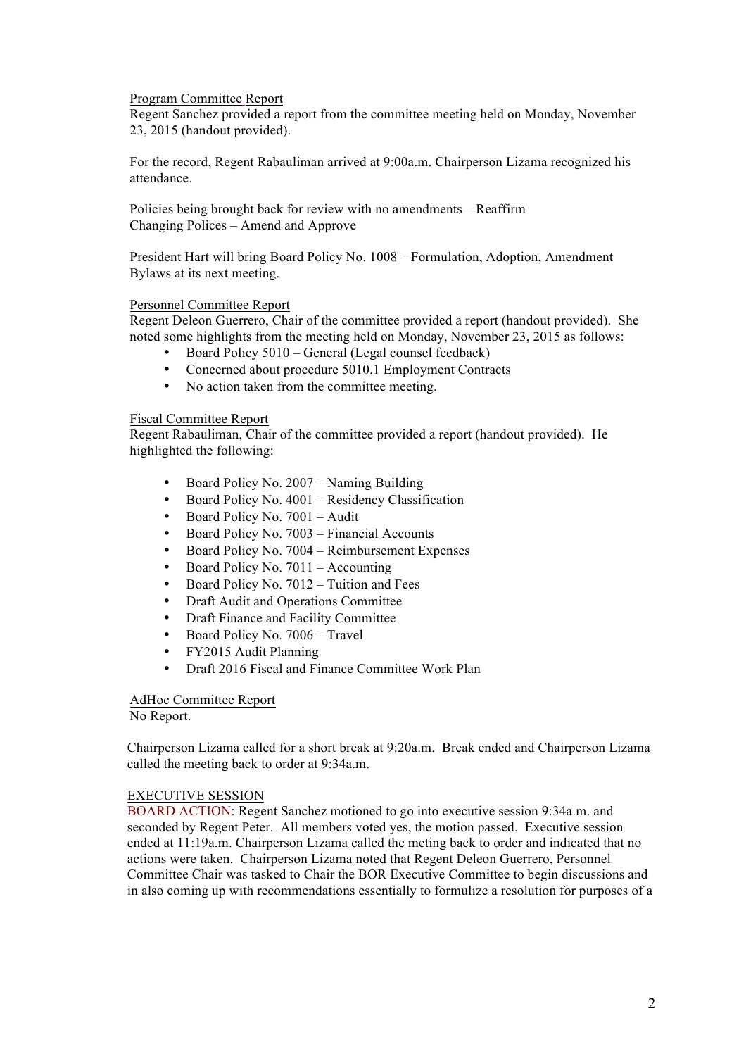Program Committee Report
Regent Sanchez provided a report from the committee meeting held on Monday, November 23, 2015 (handout provided).

For the record, Regent Rabauliman arrived at 9:00a.m. Chairperson Lizama recognized his attendance.

Policies being brought back for review with no amendments – Reaffirm
Changing Polices – Amend and Approve

President Hart will bring Board Policy No. 1008 – Formulation, Adoption, Amendment Bylaws at its next meeting.

Personnel Committee Report
Regent Deleon Guerrero, Chair of the committee provided a report (handout provided). She noted some highlights from the meeting held on Monday, November 23, 2015 as follows:

- Board Policy 5010 – General (Legal counsel feedback)
- Concerned about procedure 5010.1 Employment Contracts
- No action taken from the committee meeting.

Fiscal Committee Report
Regent Rabauliman, Chair of the committee provided a report (handout provided). He highlighted the following:

- Board Policy No. 2007 – Naming Building
- Board Policy No. 4001 – Residency Classification
- Board Policy No. 7001 – Audit
- Board Policy No. 7003 – Financial Accounts
- Board Policy No. 7004 – Reimbursement Expenses
- Board Policy No. 7011 – Accounting
- Board Policy No. 7012 – Tuition and Fees
- Draft Audit and Operations Committee
- Draft Finance and Facility Committee
- Board Policy No. 7006 – Travel
- FY2015 Audit Planning
- Draft 2016 Fiscal and Finance Committee Work Plan

AdHoc Committee Report
No Report.

Chairperson Lizama called for a short break at 9:20a.m. Break ended and Chairperson Lizama called the meeting back to order at 9:34a.m.

EXECUTIVE SESSION
BOARD ACTION: Regent Sanchez motioned to go into executive session 9:34a.m. and seconded by Regent Peter. All members voted yes, the motion passed. Executive session ended at 11:19a.m. Chairperson Lizama called the meting back to order and indicated that no actions were taken. Chairperson Lizama noted that Regent Deleon Guerrero, Personnel Committee Chair was tasked to Chair the BOR Executive Committee to begin discussions and in also coming up with recommendations essentially to formulize a resolution for purposes of a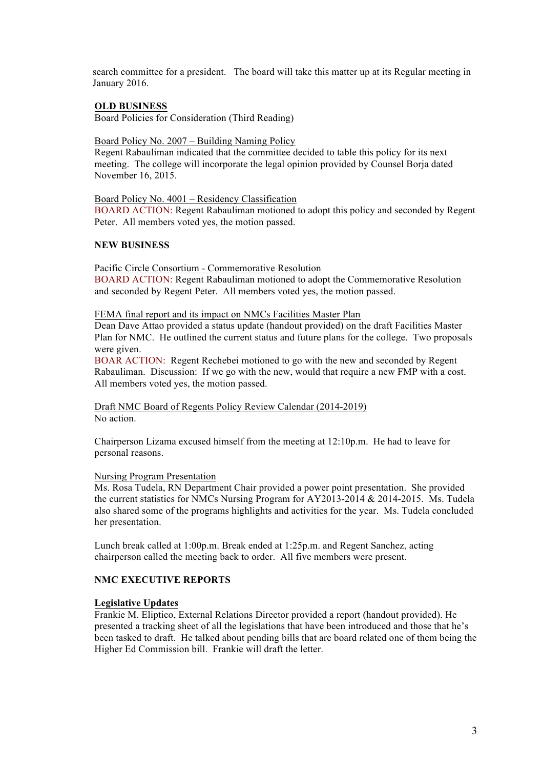search committee for a president. The board will take this matter up at its Regular meeting in January 2016.

**OLD BUSINESS**

Board Policies for Consideration (Third Reading)

Board Policy No. 2007 – Building Naming Policy

Regent Rabauliman indicated that the committee decided to table this policy for its next meeting. The college will incorporate the legal opinion provided by Counsel Borja dated November 16, 2015.

Board Policy No. 4001 – Residency Classification

BOARD ACTION: Regent Rabauliman motioned to adopt this policy and seconded by Regent Peter. All members voted yes, the motion passed.

**NEW BUSINESS**

Pacific Circle Consortium - Commemorative Resolution

BOARD ACTION: Regent Rabauliman motioned to adopt the Commemorative Resolution and seconded by Regent Peter. All members voted yes, the motion passed.

FEMA final report and its impact on NMCs Facilities Master Plan

Dean Dave Attao provided a status update (handout provided) on the draft Facilities Master Plan for NMC. He outlined the current status and future plans for the college. Two proposals were given.

BOAR ACTION: Regent Rechebei motioned to go with the new and seconded by Regent Rabauliman. Discussion: If we go with the new, would that require a new FMP with a cost. All members voted yes, the motion passed.

Draft NMC Board of Regents Policy Review Calendar (2014-2019)

No action.

Chairperson Lizama excused himself from the meeting at 12:10p.m. He had to leave for personal reasons.

Nursing Program Presentation

Ms. Rosa Tudela, RN Department Chair provided a power point presentation. She provided the current statistics for NMCs Nursing Program for AY2013-2014 & 2014-2015. Ms. Tudela also shared some of the programs highlights and activities for the year. Ms. Tudela concluded her presentation.

Lunch break called at 1:00p.m. Break ended at 1:25p.m. and Regent Sanchez, acting chairperson called the meeting back to order. All five members were present.

**NMC EXECUTIVE REPORTS**

**Legislative Updates**

Frankie M. Eliptico, External Relations Director provided a report (handout provided). He presented a tracking sheet of all the legislations that have been introduced and those that he's been tasked to draft. He talked about pending bills that are board related one of them being the Higher Ed Commission bill. Frankie will draft the letter.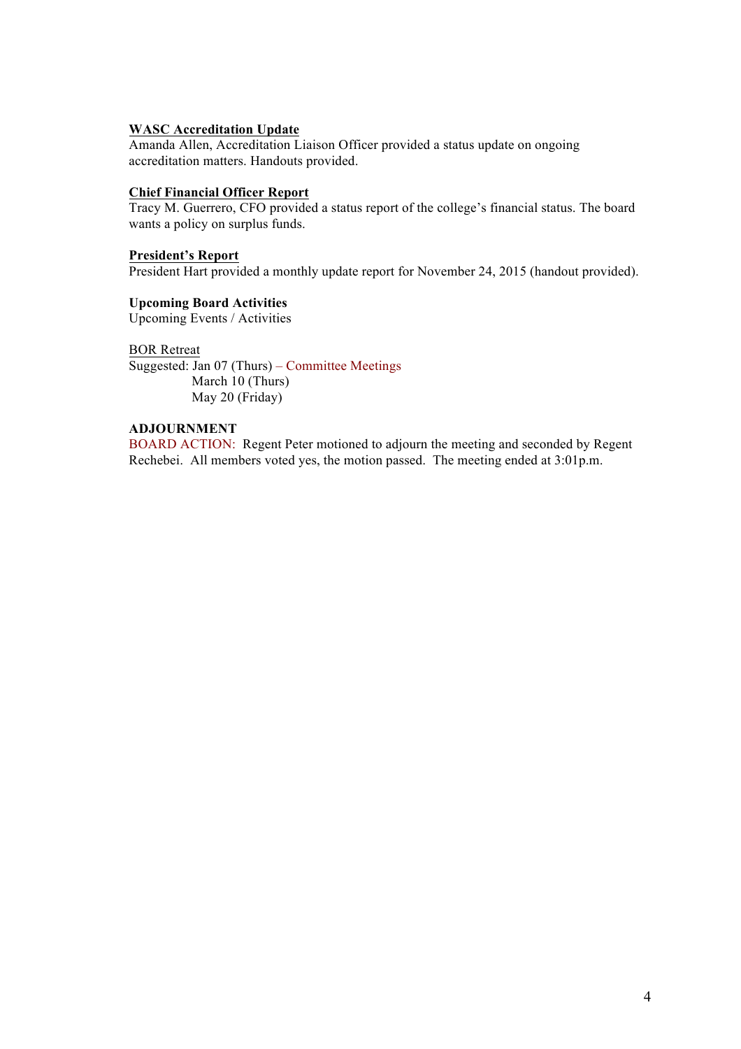**<u>WASC Accreditation Update</u>**
Amanda Allen, Accreditation Liaison Officer provided a status update on ongoing accreditation matters. Handouts provided.

**<u>Chief Financial Officer Report</u>**
Tracy M. Guerrero, CFO provided a status report of the college's financial status. The board wants a policy on surplus funds.

**<u>President's Report</u>**
President Hart provided a monthly update report for November 24, 2015 (handout provided).

**Upcoming Board Activities**
Upcoming Events / Activities

<u>BOR Retreat</u>
Suggested: Jan 07 (Thurs) – Committee Meetings
March 10 (Thurs)
May 20 (Friday)

**ADJOURNMENT**
BOARD ACTION: Regent Peter motioned to adjourn the meeting and seconded by Regent Rechebei. All members voted yes, the motion passed. The meeting ended at 3:01p.m.